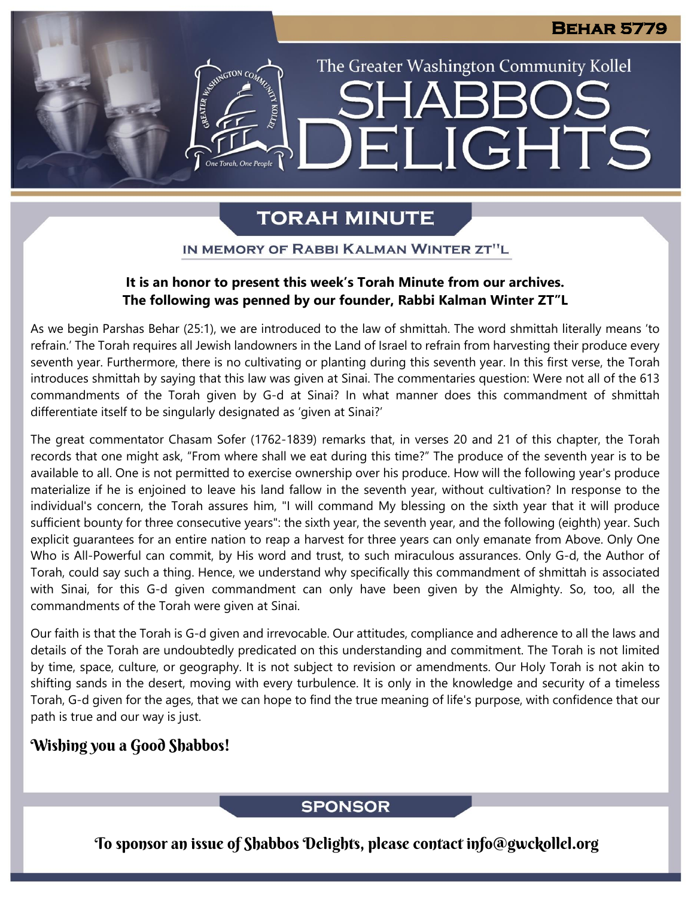# Behar 5779

The Greater Washington Community Kollel

# SHABBOS DELIGHTS

## TORAH MINUTE

### IN MEMORY OF RABBI KALMAN WINTER ZT"L

**It is an honor to present this week's Torah Minute from our archives.**
**The following was penned by our founder, Rabbi Kalman Winter ZT"L**

As we begin Parshas Behar (25:1), we are introduced to the law of shmittah. The word shmittah literally means 'to refrain.' The Torah requires all Jewish landowners in the Land of Israel to refrain from harvesting their produce every seventh year. Furthermore, there is no cultivating or planting during this seventh year. In this first verse, the Torah introduces shmittah by saying that this law was given at Sinai. The commentaries question: Were not all of the 613 commandments of the Torah given by G-d at Sinai? In what manner does this commandment of shmittah differentiate itself to be singularly designated as 'given at Sinai?'

The great commentator Chasam Sofer (1762-1839) remarks that, in verses 20 and 21 of this chapter, the Torah records that one might ask, "From where shall we eat during this time?" The produce of the seventh year is to be available to all. One is not permitted to exercise ownership over his produce. How will the following year's produce materialize if he is enjoined to leave his land fallow in the seventh year, without cultivation? In response to the individual's concern, the Torah assures him, "I will command My blessing on the sixth year that it will produce sufficient bounty for three consecutive years": the sixth year, the seventh year, and the following (eighth) year. Such explicit guarantees for an entire nation to reap a harvest for three years can only emanate from Above. Only One Who is All-Powerful can commit, by His word and trust, to such miraculous assurances. Only G-d, the Author of Torah, could say such a thing. Hence, we understand why specifically this commandment of shmittah is associated with Sinai, for this G-d given commandment can only have been given by the Almighty. So, too, all the commandments of the Torah were given at Sinai.

Our faith is that the Torah is G-d given and irrevocable. Our attitudes, compliance and adherence to all the laws and details of the Torah are undoubtedly predicated on this understanding and commitment. The Torah is not limited by time, space, culture, or geography. It is not subject to revision or amendments. Our Holy Torah is not akin to shifting sands in the desert, moving with every turbulence. It is only in the knowledge and security of a timeless Torah, G-d given for the ages, that we can hope to find the true meaning of life's purpose, with confidence that our path is true and our way is just.

**Wishing you a Good Shabbos!**

## SPONSOR

To sponsor an issue of Shabbos Delights, please contact info@gwckollel.org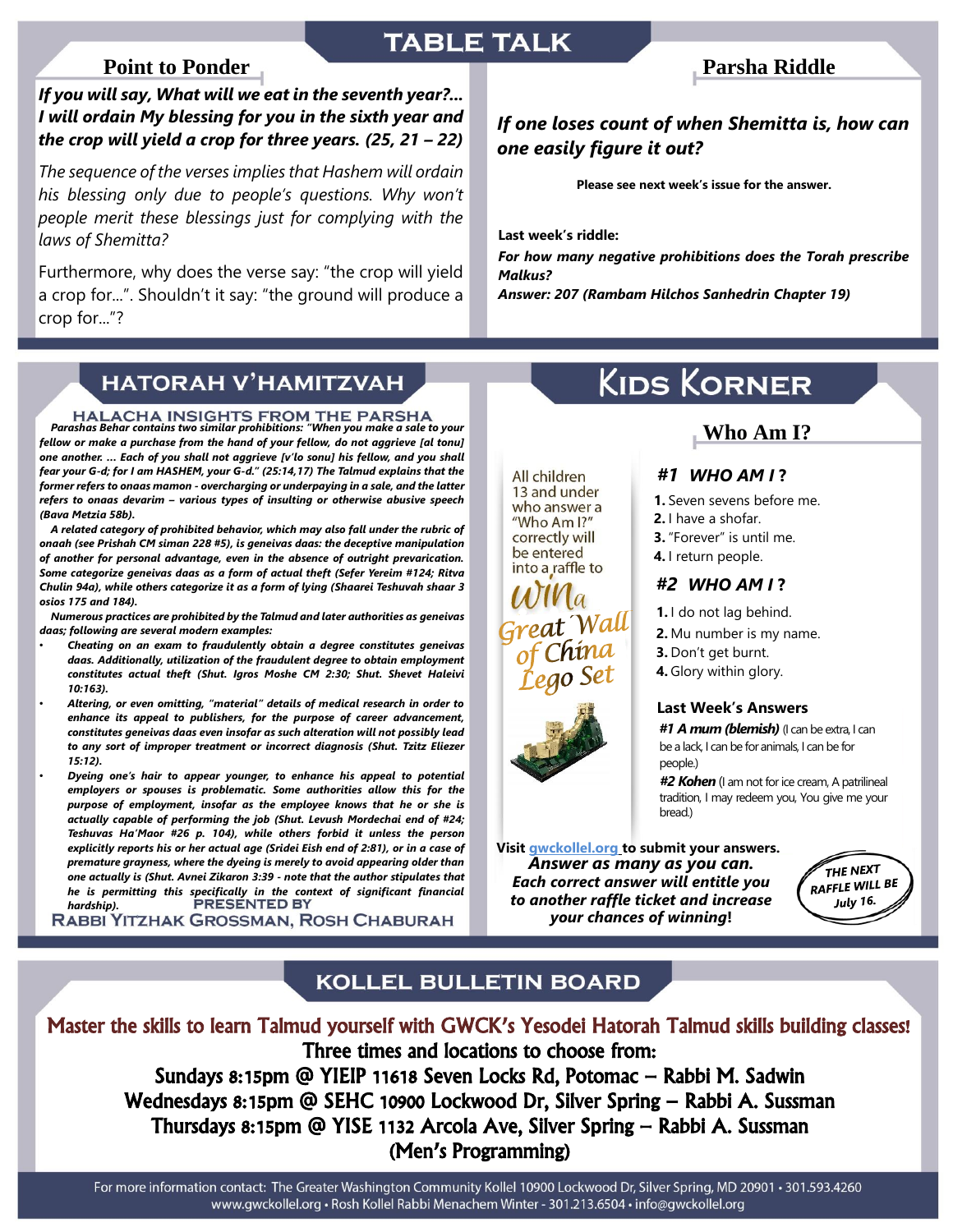# TABLE TALK

## Point to Ponder

***If you will say, What will we eat in the seventh year?... I will ordain My blessing for you in the sixth year and the crop will yield a crop for three years. (25, 21 – 22)***

*The sequence of the verses implies that Hashem will ordain his blessing only due to people's questions. Why won't people merit these blessings just for complying with the laws of Shemitta?*

Furthermore, why does the verse say: "the crop will yield a crop for...". Shouldn't it say: "the ground will produce a crop for..."?

## Parsha Riddle

***If one loses count of when Shemitta is, how can one easily figure it out?***

**Please see next week's issue for the answer.**

**Last week's riddle:**

***For how many negative prohibitions does the Torah prescribe Malkus?***

***Answer: 207 (Rambam Hilchos Sanhedrin Chapter 19)***

# HATORAH V'HAMITZVAH

## HALACHA INSIGHTS FROM THE PARSHA

***Parashas Behar contains two similar prohibitions: "When you make a sale to your fellow or make a purchase from the hand of your fellow, do not aggrieve [al tonu] one another. ... Each of you shall not aggrieve [v'lo sonu] his fellow, and you shall fear your G-d; for I am HASHEM, your G-d." (25:14,17) The Talmud explains that the former refers to onaas mamon - overcharging or underpaying in a sale, and the latter refers to onaas devarim – various types of insulting or otherwise abusive speech (Bava Metzia 58b).***

***A related category of prohibited behavior, which may also fall under the rubric of onaah (see Prishah CM siman 228 #5), is geneivas daas: the deceptive manipulation of another for personal advantage, even in the absence of outright prevarication. Some categorize geneivas daas as a form of actual theft (Sefer Yereim #124; Ritva Chulin 94a), while others categorize it as a form of lying (Shaarei Teshuvah shaar 3 osios 175 and 184).***

***Numerous practices are prohibited by the Talmud and later authorities as geneivas daas; following are several modern examples:***

- ***Cheating on an exam to fraudulently obtain a degree constitutes geneivas daas. Additionally, utilization of the fraudulent degree to obtain employment constitutes actual theft (Shut. Igros Moshe CM 2:30; Shut. Shevet Haleivi 10:163).***
- ***Altering, or even omitting, "material" details of medical research in order to enhance its appeal to publishers, for the purpose of career advancement, constitutes geneivas daas even insofar as such alteration will not possibly lead to any sort of improper treatment or incorrect diagnosis (Shut. Tzitz Eliezer 15:12).***
- ***Dyeing one's hair to appear younger, to enhance his appeal to potential employers or spouses is problematic. Some authorities allow this for the purpose of employment, insofar as the employee knows that he or she is actually capable of performing the job (Shut. Levush Mordechai end of #24; Teshuvas Ha'Maor #26 p. 104), while others forbid it unless the person explicitly reports his or her actual age (Sridei Eish end of 2:81), or in a case of premature grayness, where the dyeing is merely to avoid appearing older than one actually is (Shut. Avnei Zikaron 3:39 - note that the author stipulates that he is permitting this specifically in the context of significant financial hardship).***

PRESENTED BY
RABBI YITZHAK GROSSMAN, ROSH CHABURAH

# KIDS KORNER

## Who Am I?

All children 13 and under who answer a "Who Am I?" correctly will be entered into a raffle to

**Win a Great Wall of China Lego Set**

### #1 WHO AM I ?

**1.** Seven sevens before me.
**2.** I have a shofar.
**3.** "Forever" is until me.
**4.** I return people.

### #2 WHO AM I ?

**1.** I do not lag behind.
**2.** Mu number is my name.
**3.** Don't get burnt.
**4.** Glory within glory.

### Last Week's Answers

***#1 A mum (blemish)*** (I can be extra, I can be a lack, I can be for animals, I can be for people.)

***#2 Kohen*** (I am not for ice cream, A patrilineal tradition, I may redeem you, You give me your bread.)

**Visit gwckollel.org to submit your answers.**
***Answer as many as you can.***
***Each correct answer will entitle you to another raffle ticket and increase your chances of winning!***

***THE NEXT RAFFLE WILL BE July 16.***

# KOLLEL BULLETIN BOARD

**Master the skills to learn Talmud yourself with GWCK's Yesodei Hatorah Talmud skills building classes!**

**Three times and locations to choose from:**

**Sundays 8:15pm @ YIEIP 11618 Seven Locks Rd, Potomac – Rabbi M. Sadwin**

**Wednesdays 8:15pm @ SEHC 10900 Lockwood Dr, Silver Spring – Rabbi A. Sussman**

**Thursdays 8:15pm @ YISE 1132 Arcola Ave, Silver Spring – Rabbi A. Sussman**

**(Men's Programming)**

For more information contact: The Greater Washington Community Kollel 10900 Lockwood Dr, Silver Spring, MD 20901 • 301.593.4260
www.gwckollel.org • Rosh Kollel Rabbi Menachem Winter - 301.213.6504 • info@gwckollel.org